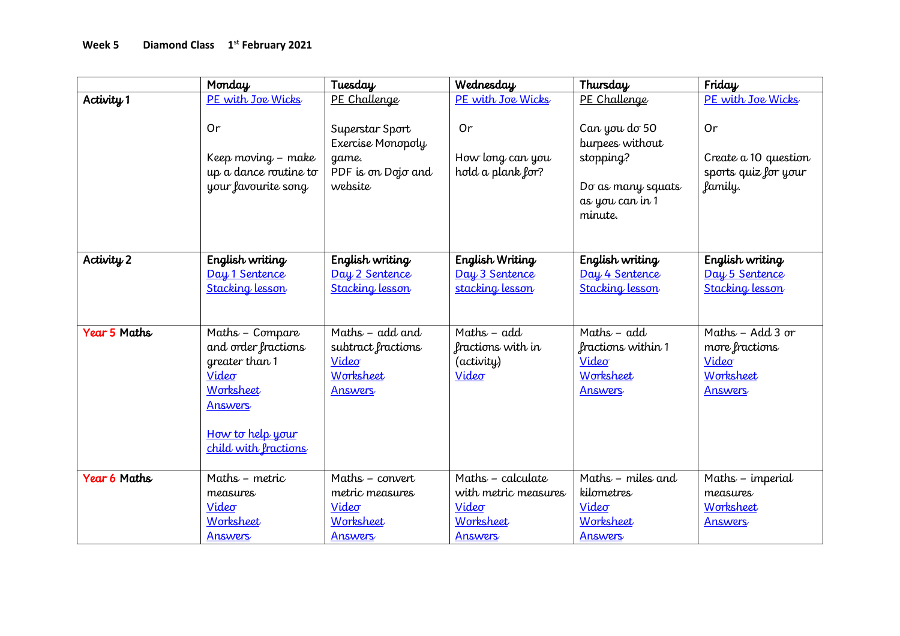**Week 5 Diamond Class 1st February 2021**

| | Monday | Tuesday | Wednesday | Thursday | Friday |
|---|---|---|---|---|---|
| **Activity 1** | PE with Joe Wicks<br><br>Or<br><br>Keep moving – make up a dance routine to your favourite song | PE Challenge<br><br>Superstar Sport Exercise Monopoly game.<br>PDF is on Dojo and website | PE with Joe Wicks<br><br>Or<br><br>How long can you hold a plank for? | PE Challenge<br><br>Can you do 50 burpees without stopping?<br><br>Do as many squats as you can in 1 minute. | PE with Joe Wicks<br><br>Or<br><br>Create a 10 question sports quiz for your family. |
| **Activity 2** | **English writing**<br>Day 1 Sentence Stacking lesson | **English writing**<br>Day 2 Sentence Stacking lesson | **English Writing**<br>Day 3 Sentence stacking lesson | **English writing**<br>Day 4 Sentence Stacking lesson | **English writing**<br>Day 5 Sentence Stacking lesson |
| **Year 5 Maths** | Maths – Compare and order fractions greater than 1<br>Video<br>Worksheet<br>Answers<br><br>How to help your child with fractions | Maths – add and subtract fractions<br>Video<br>Worksheet<br>Answers | Maths – add fractions with in (activity)<br>Video | Maths – add fractions within 1<br>Video<br>Worksheet<br>Answers | Maths – Add 3 or more fractions<br>Video<br>Worksheet<br>Answers |
| **Year 6 Maths** | Maths – metric measures<br>Video<br>Worksheet<br>Answers | Maths – convert metric measures<br>Video<br>Worksheet<br>Answers | Maths – calculate with metric measures<br>Video<br>Worksheet<br>Answers | Maths – miles and kilometres<br>Video<br>Worksheet<br>Answers | Maths – imperial measures<br>Worksheet<br>Answers |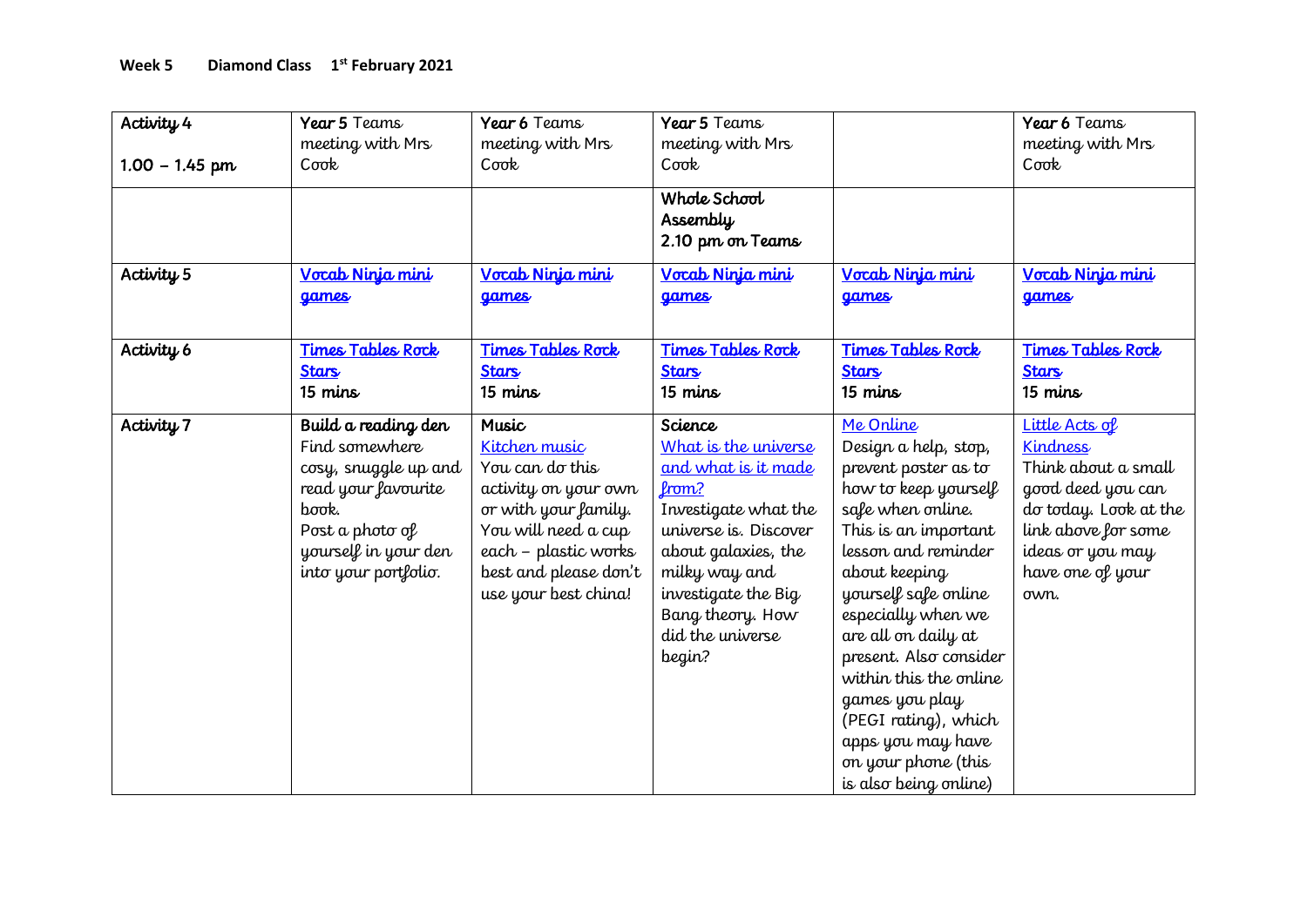**Week 5 Diamond Class 1st February 2021**

| Activity 4<br><br>1.00 – 1.45 pm | Year 5 Teams meeting with Mrs Cook | Year 6 Teams meeting with Mrs Cook | Year 5 Teams meeting with Mrs Cook | | Year 6 Teams meeting with Mrs Cook |
|---|---|---|---|---|---|
| | | | **Whole School Assembly 2.10 pm on Teams** | | |
| **Activity 5** | **Vocab Ninja mini games** | **Vocab Ninja mini games** | **Vocab Ninja mini games** | **Vocab Ninja mini games** | **Vocab Ninja mini games** |
| **Activity 6** | **Times Tables Rock Stars**<br>15 mins | **Times Tables Rock Stars**<br>15 mins | **Times Tables Rock Stars**<br>15 mins | **Times Tables Rock Stars**<br>15 mins | **Times Tables Rock Stars**<br>15 mins |
| **Activity 7** | **Build a reading den**<br>Find somewhere cosy, snuggle up and read your favourite book.<br>Post a photo of yourself in your den into your portfolio. | **Music**<br>Kitchen music<br>You can do this activity on your own or with your family. You will need a cup each – plastic works best and please don't use your best china! | **Science**<br>What is the universe and what is it made from?<br>Investigate what the universe is. Discover about galaxies, the milky way and investigate the Big Bang theory. How did the universe begin? | Me Online<br>Design a help, stop, prevent poster as to how to keep yourself safe when online. This is an important lesson and reminder about keeping yourself safe online especially when we are all on daily at present. Also consider within this the online games you play (PEGI rating), which apps you may have on your phone (this is also being online) | Little Acts of Kindness<br>Think about a small good deed you can do today. Look at the link above for some ideas or you may have one of your own. |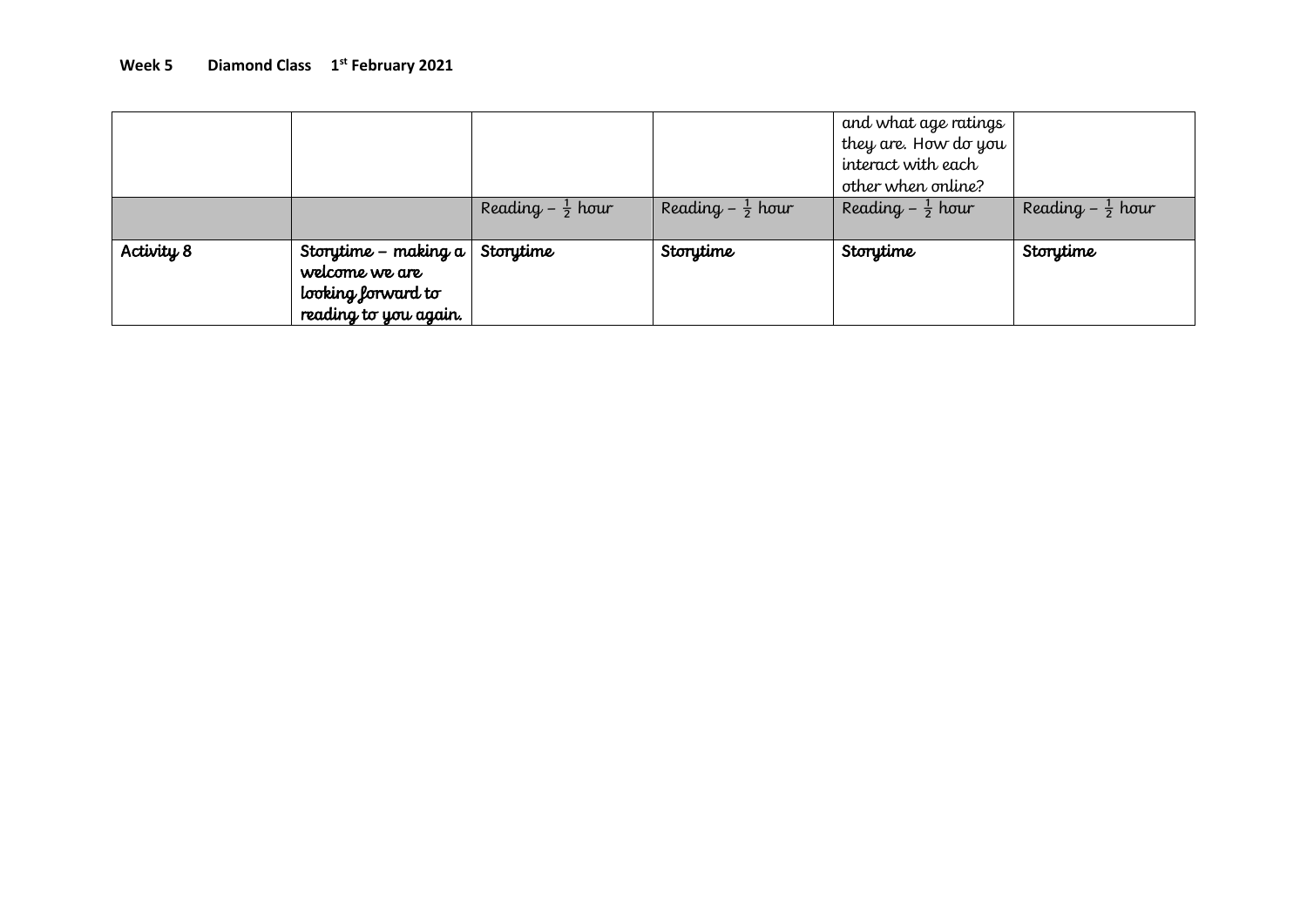**Week 5 Diamond Class 1st February 2021**

| | | | | | |
|---|---|---|---|---|---|
| | | | | and what age ratings they are. How do you interact with each other when online? | |
| | | Reading – $\frac{1}{2}$ hour | Reading – $\frac{1}{2}$ hour | Reading – $\frac{1}{2}$ hour | Reading – $\frac{1}{2}$ hour |
| Activity 8 | Storytime – making a welcome we are looking forward to reading to you again. | Storytime | Storytime | Storytime | Storytime |